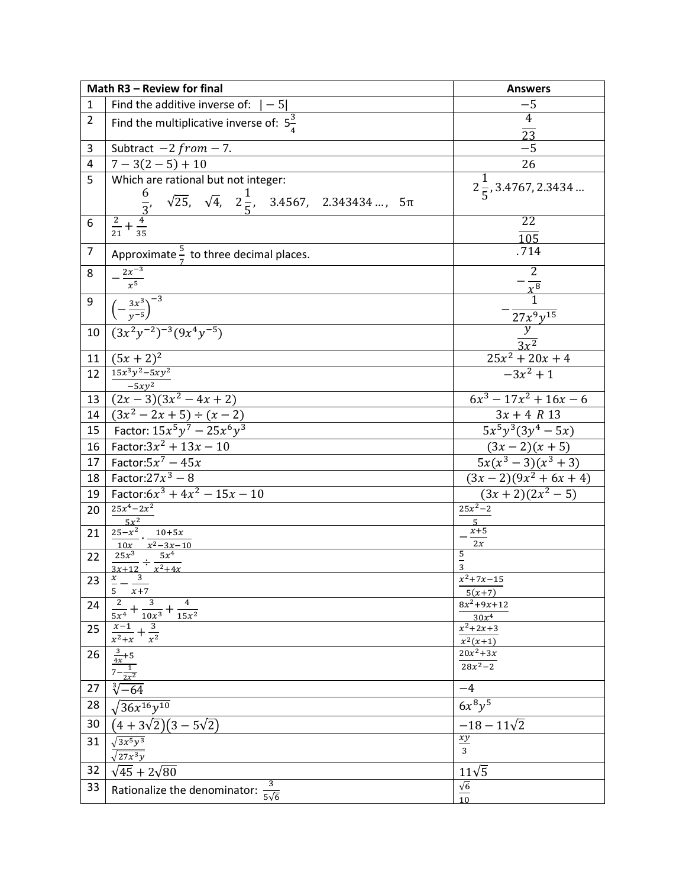| Math R3 – Review for final | | Answers |
|---|---|---|
| 1 | Find the additive inverse of: $\|-5\|$ | $-5$ |
| 2 | Find the multiplicative inverse of: $5\frac{3}{4}$ | $\frac{4}{23}$ |
| 3 | Subtract $-2\ from -7$. | $-5$ |
| 4 | $7-3(2-5)+10$ | $26$ |
| 5 | Which are rational but not integer: $\frac{6}{3}$, $\sqrt{25}$, $\sqrt{4}$, $2\frac{1}{5}$, $3.4567$, $2.343434\ldots$, $5\pi$ | $2\frac{1}{5}, 3.4767, 2.3434\ldots$ |
| 6 | $\frac{2}{21}+\frac{4}{35}$ | $\frac{22}{105}$ |
| 7 | Approximate $\frac{5}{7}$ to three decimal places. | $.714$ |
| 8 | $-\frac{2x^{-3}}{x^5}$ | $-\frac{2}{x^8}$ |
| 9 | $\left(-\frac{3x^3}{y^{-5}}\right)^{-3}$ | $-\frac{1}{27x^9y^{15}}$ |
| 10 | $(3x^2y^{-2})^{-3}(9x^4y^{-5})$ | $\frac{y}{3x^2}$ |
| 11 | $(5x+2)^2$ | $25x^2+20x+4$ |
| 12 | $\frac{15x^3y^2-5xy^2}{-5xy^2}$ | $-3x^2+1$ |
| 13 | $(2x-3)(3x^2-4x+2)$ | $6x^3-17x^2+16x-6$ |
| 14 | $(3x^2-2x+5)\div(x-2)$ | $3x+4\ R\ 13$ |
| 15 | Factor: $15x^5y^7-25x^6y^3$ | $5x^5y^3(3y^4-5x)$ |
| 16 | Factor: $3x^2+13x-10$ | $(3x-2)(x+5)$ |
| 17 | Factor: $5x^7-45x$ | $5x(x^3-3)(x^3+3)$ |
| 18 | Factor: $27x^3-8$ | $(3x-2)(9x^2+6x+4)$ |
| 19 | Factor: $6x^3+4x^2-15x-10$ | $(3x+2)(2x^2-5)$ |
| 20 | $\frac{25x^4-2x^2}{5x^2}$ | $\frac{25x^2-2}{5}$ |
| 21 | $\frac{25-x^2}{10x}\cdot\frac{10+5x}{x^2-3x-10}$ | $-\frac{x+5}{2x}$ |
| 22 | $\frac{25x^3}{3x+12}\div\frac{5x^4}{x^2+4x}$ | $\frac{5}{3}$ |
| 23 | $\frac{x}{5}-\frac{3}{x+7}$ | $\frac{x^2+7x-15}{5(x+7)}$ |
| 24 | $\frac{2}{5x^4}+\frac{3}{10x^3}+\frac{4}{15x^2}$ | $\frac{8x^2+9x+12}{30x^4}$ |
| 25 | $\frac{x-1}{x^2+x}+\frac{3}{x^2}$ | $\frac{x^2+2x+3}{x^2(x+1)}$ |
| 26 | $\frac{\frac{3}{4x}+5}{7-\frac{1}{2x^2}}$ | $\frac{20x^2+3x}{28x^2-2}$ |
| 27 | $\sqrt[3]{-64}$ | $-4$ |
| 28 | $\sqrt{36x^{16}y^{10}}$ | $6x^8y^5$ |
| 30 | $(4+3\sqrt{2})(3-5\sqrt{2})$ | $-18-11\sqrt{2}$ |
| 31 | $\frac{\sqrt{3x^5y^3}}{\sqrt{27x^3y}}$ | $\frac{xy}{3}$ |
| 32 | $\sqrt{45}+2\sqrt{80}$ | $11\sqrt{5}$ |
| 33 | Rationalize the denominator: $\frac{3}{5\sqrt{6}}$ | $\frac{\sqrt{6}}{10}$ |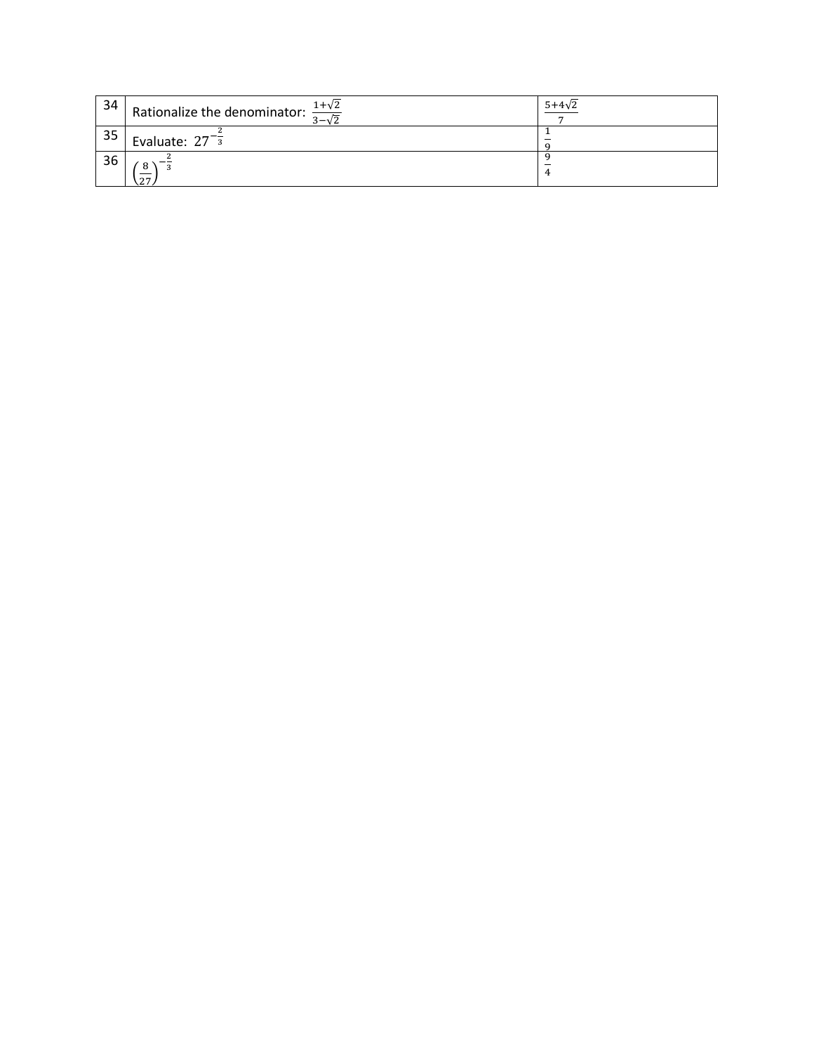| | | |
|---|---|---|
| 34 | Rationalize the denominator: $\frac{1+\sqrt{2}}{3-\sqrt{2}}$ | $\frac{5+4\sqrt{2}}{7}$ |
| 35 | Evaluate: $27^{-\frac{2}{3}}$ | $\frac{1}{9}$ |
| 36 | $\left(\frac{8}{27}\right)^{-\frac{2}{3}}$ | $\frac{9}{4}$ |